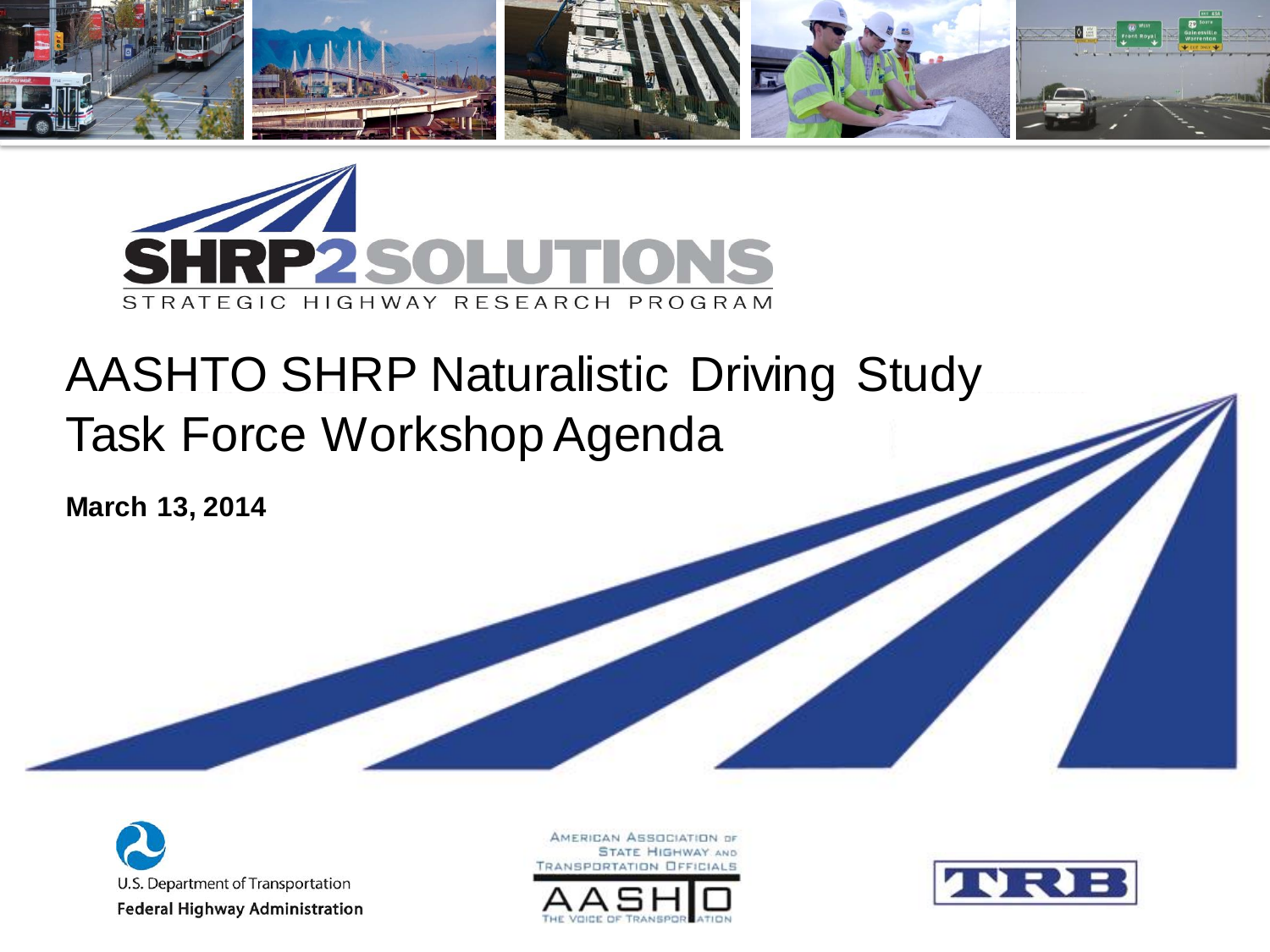SHRP2 SOLUTIONS

STRATEGIC HIGHWAY RESEARCH PROGRAM

# AASHTO SHRP Naturalistic Driving Study Task Force Workshop Agenda

**March 13, 2014**

U.S. Department of Transportation
Federal Highway Administration

AMERICAN ASSOCIATION OF STATE HIGHWAY AND TRANSPORTATION OFFICIALS
AASHTO
THE VOICE OF TRANSPORTATION

TRB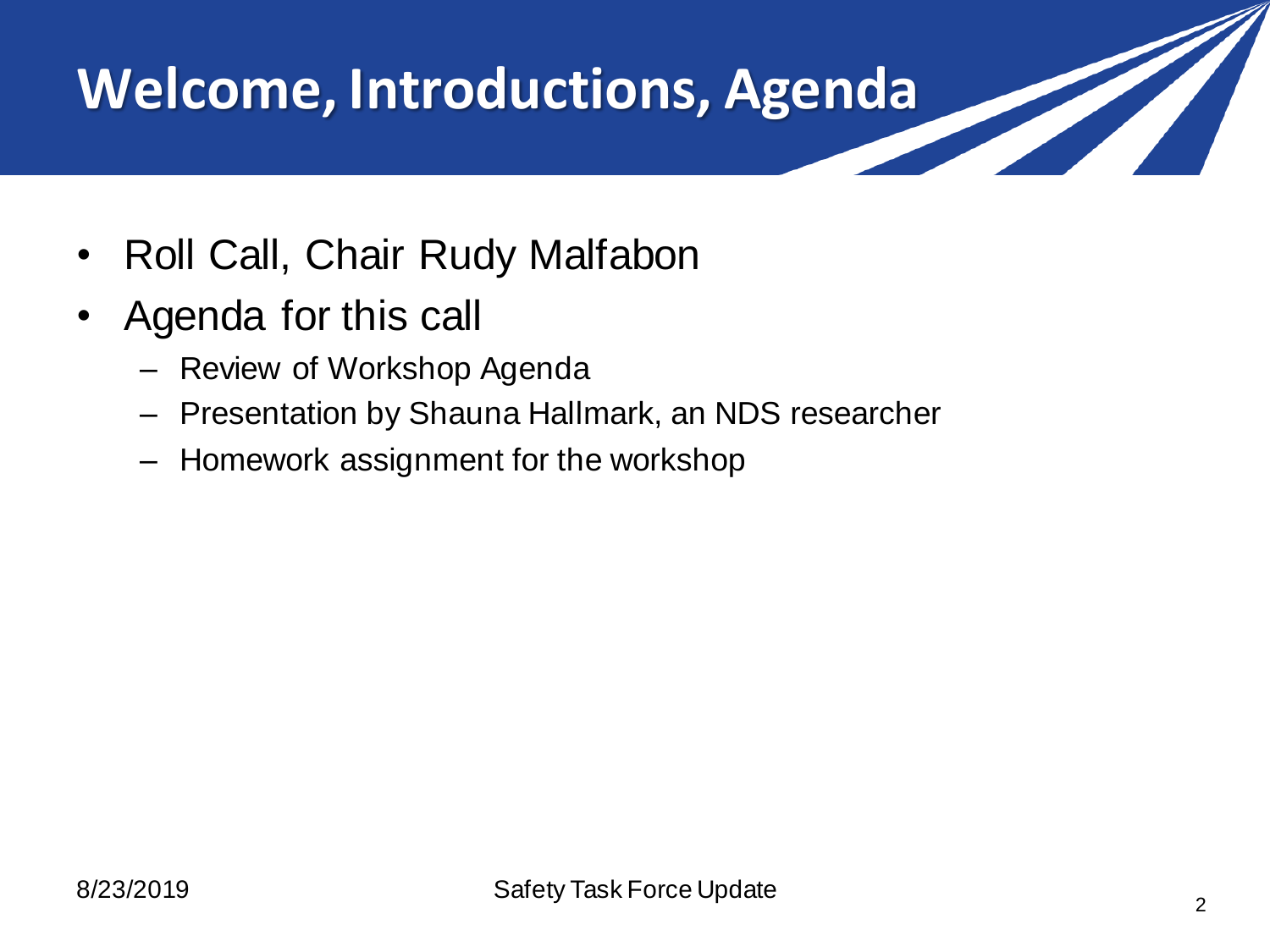# Welcome, Introductions, Agenda

- Roll Call, Chair Rudy Malfabon
- Agenda for this call
  - Review of Workshop Agenda
  - Presentation by Shauna Hallmark, an NDS researcher
  - Homework assignment for the workshop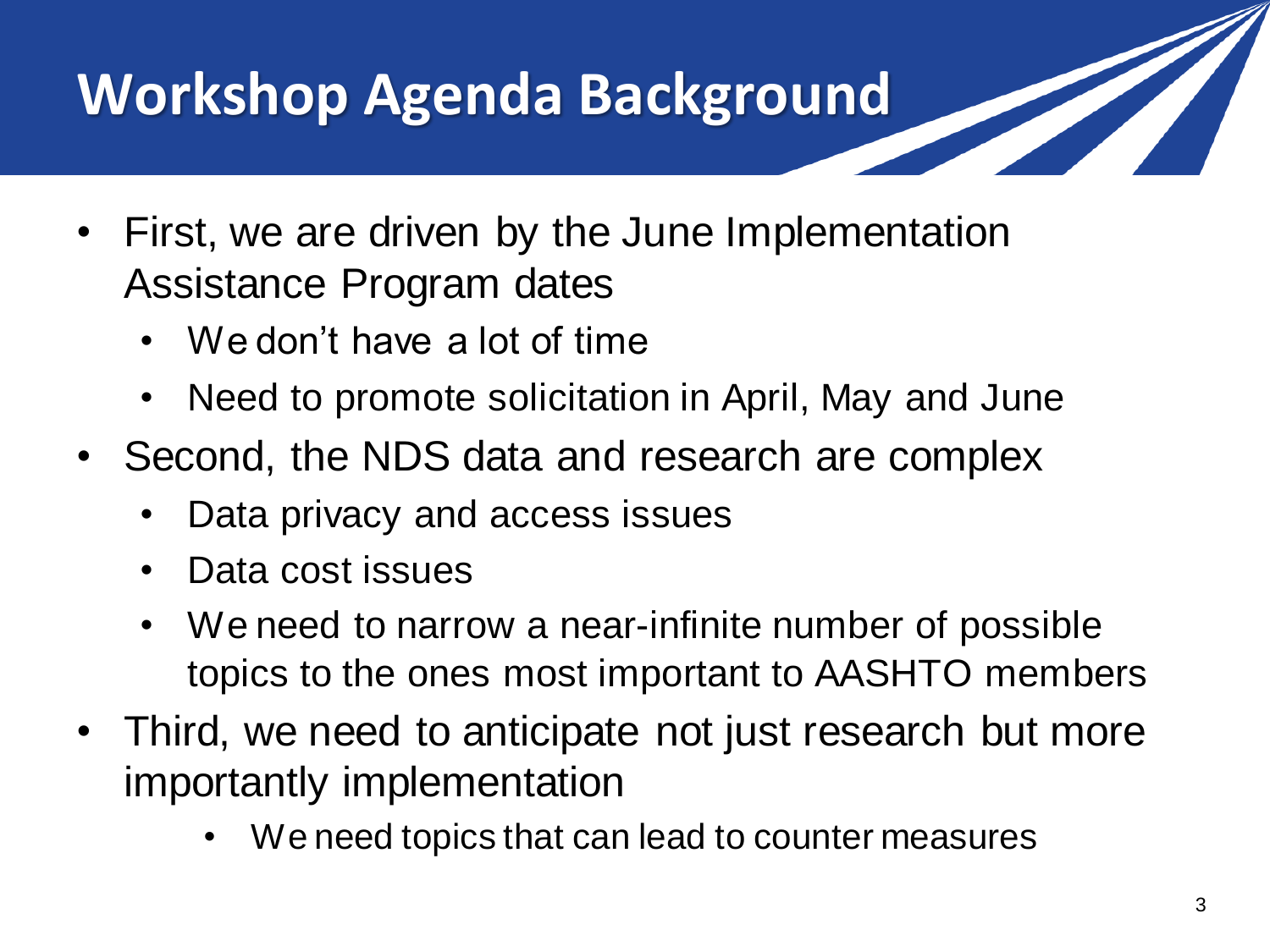# Workshop Agenda Background

- First, we are driven by the June Implementation Assistance Program dates
  - We don't have a lot of time
  - Need to promote solicitation in April, May and June
- Second, the NDS data and research are complex
  - Data privacy and access issues
  - Data cost issues
  - We need to narrow a near-infinite number of possible topics to the ones most important to AASHTO members
- Third, we need to anticipate not just research but more importantly implementation
  - We need topics that can lead to counter measures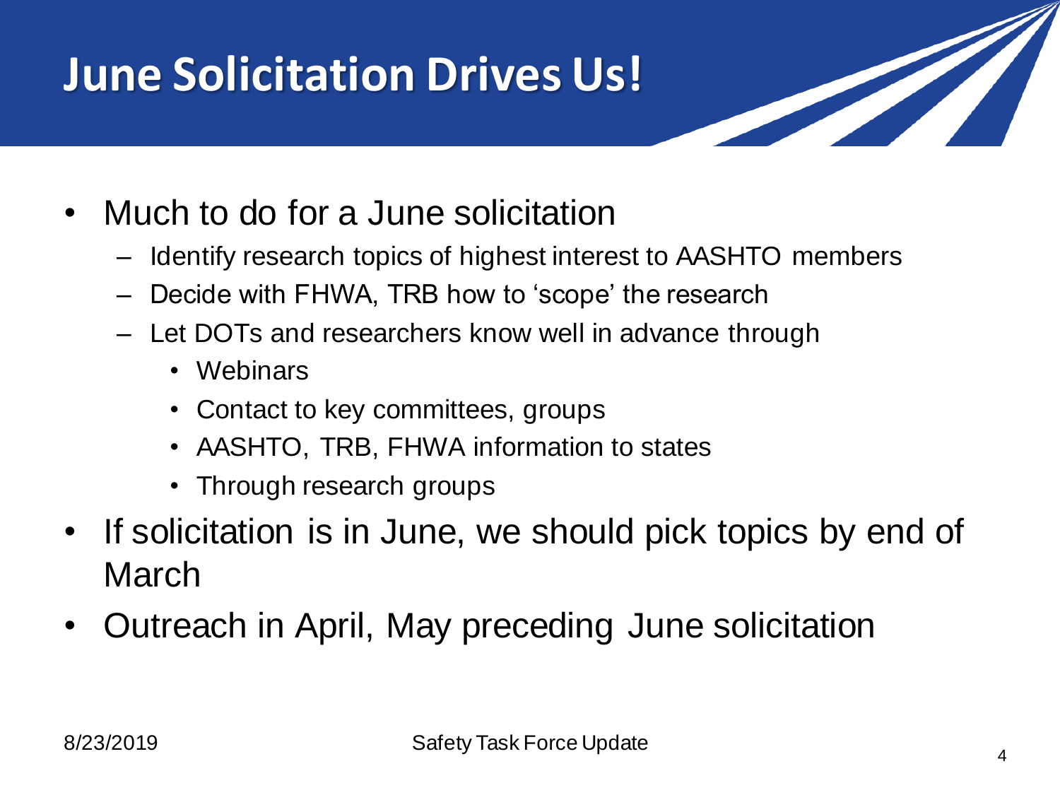# June Solicitation Drives Us!

- Much to do for a June solicitation
  - Identify research topics of highest interest to AASHTO members
  - Decide with FHWA, TRB how to 'scope' the research
  - Let DOTs and researchers know well in advance through
    - Webinars
    - Contact to key committees, groups
    - AASHTO, TRB, FHWA information to states
    - Through research groups
- If solicitation is in June, we should pick topics by end of March
- Outreach in April, May preceding June solicitation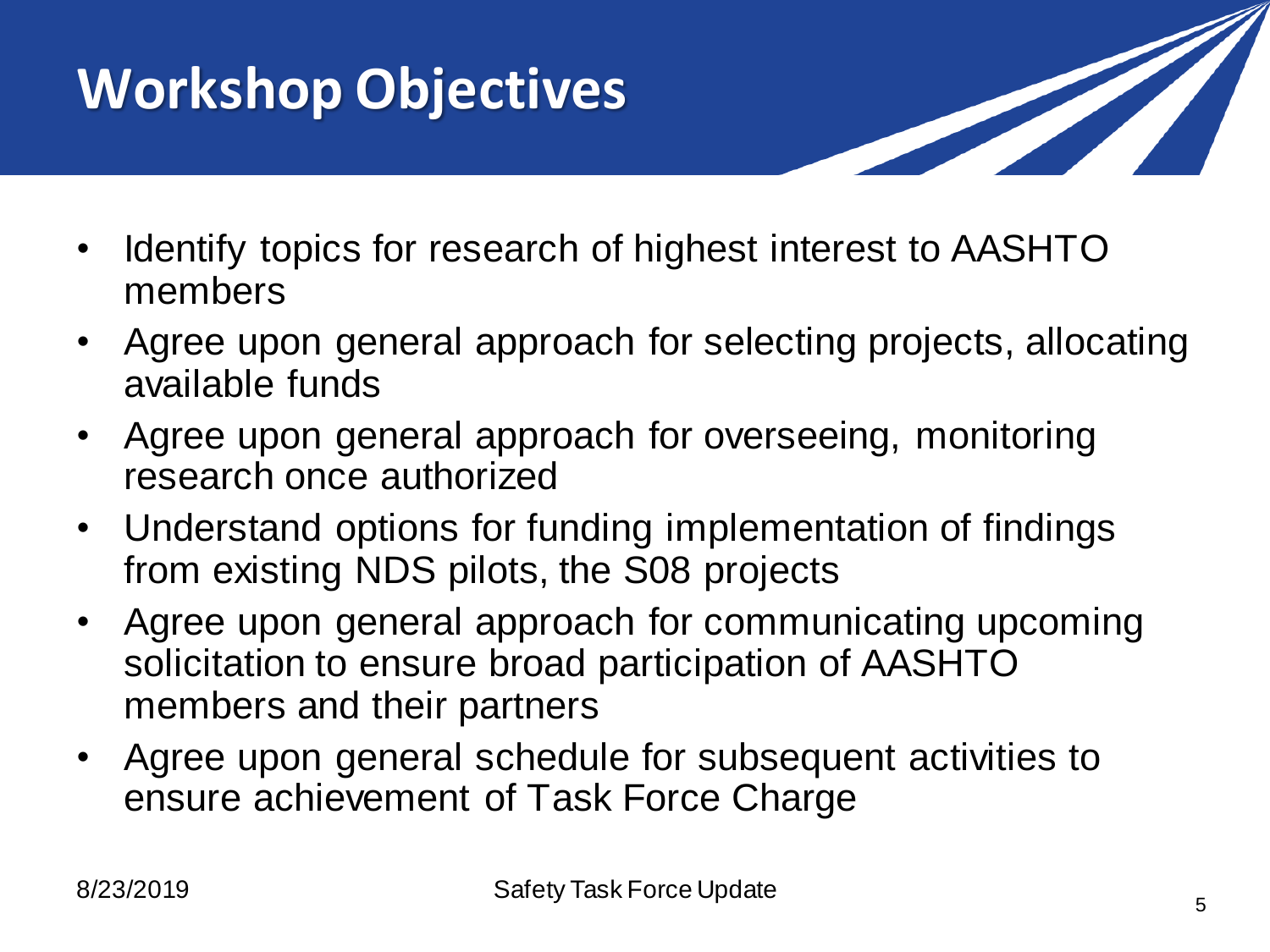# Workshop Objectives

- Identify topics for research of highest interest to AASHTO members
- Agree upon general approach for selecting projects, allocating available funds
- Agree upon general approach for overseeing, monitoring research once authorized
- Understand options for funding implementation of findings from existing NDS pilots, the S08 projects
- Agree upon general approach for communicating upcoming solicitation to ensure broad participation of AASHTO members and their partners
- Agree upon general schedule for subsequent activities to ensure achievement of Task Force Charge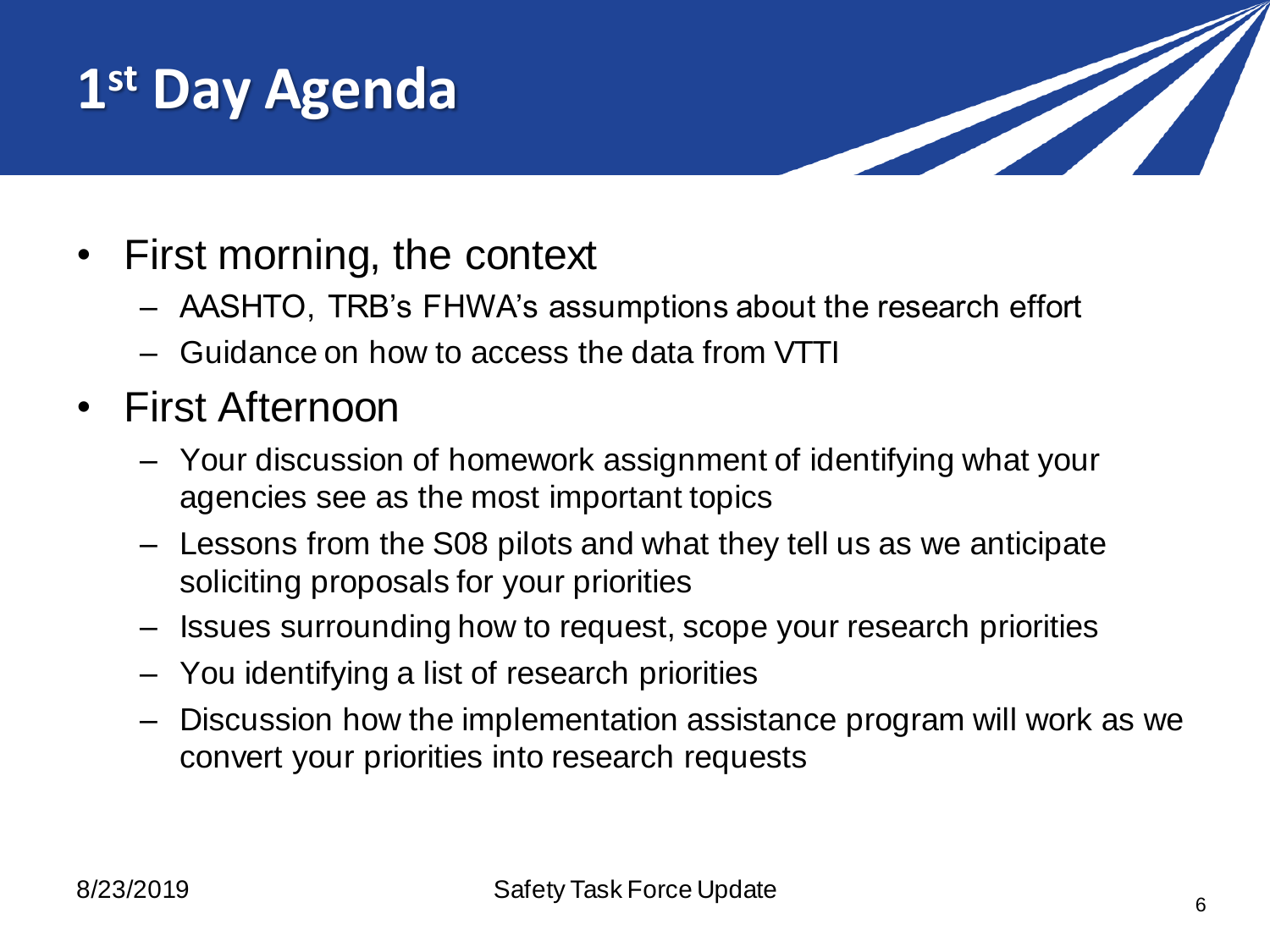# 1st Day Agenda

- First morning, the context
  - AASHTO, TRB's FHWA's assumptions about the research effort
  - Guidance on how to access the data from VTTI
- First Afternoon
  - Your discussion of homework assignment of identifying what your agencies see as the most important topics
  - Lessons from the S08 pilots and what they tell us as we anticipate soliciting proposals for your priorities
  - Issues surrounding how to request, scope your research priorities
  - You identifying a list of research priorities
  - Discussion how the implementation assistance program will work as we convert your priorities into research requests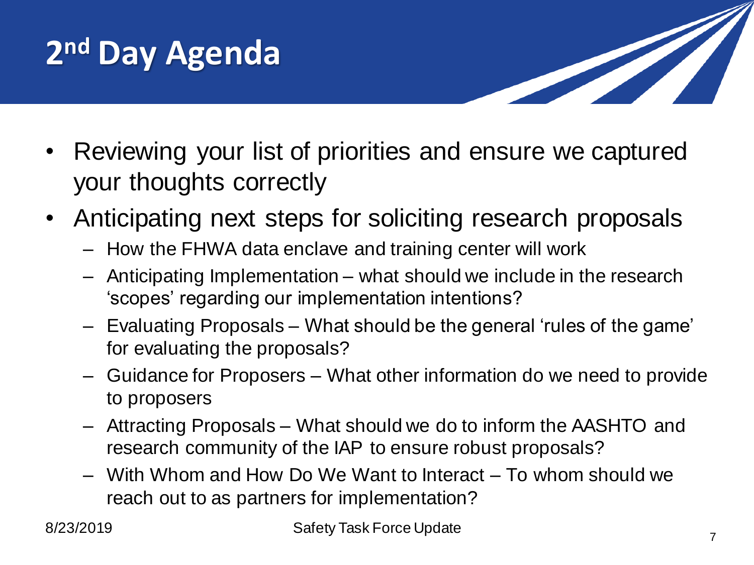# 2$^{nd}$ Day Agenda

- Reviewing your list of priorities and ensure we captured your thoughts correctly
- Anticipating next steps for soliciting research proposals
  - How the FHWA data enclave and training center will work
  - Anticipating Implementation – what should we include in the research 'scopes' regarding our implementation intentions?
  - Evaluating Proposals – What should be the general 'rules of the game' for evaluating the proposals?
  - Guidance for Proposers – What other information do we need to provide to proposers
  - Attracting Proposals – What should we do to inform the AASHTO and research community of the IAP to ensure robust proposals?
  - With Whom and How Do We Want to Interact – To whom should we reach out to as partners for implementation?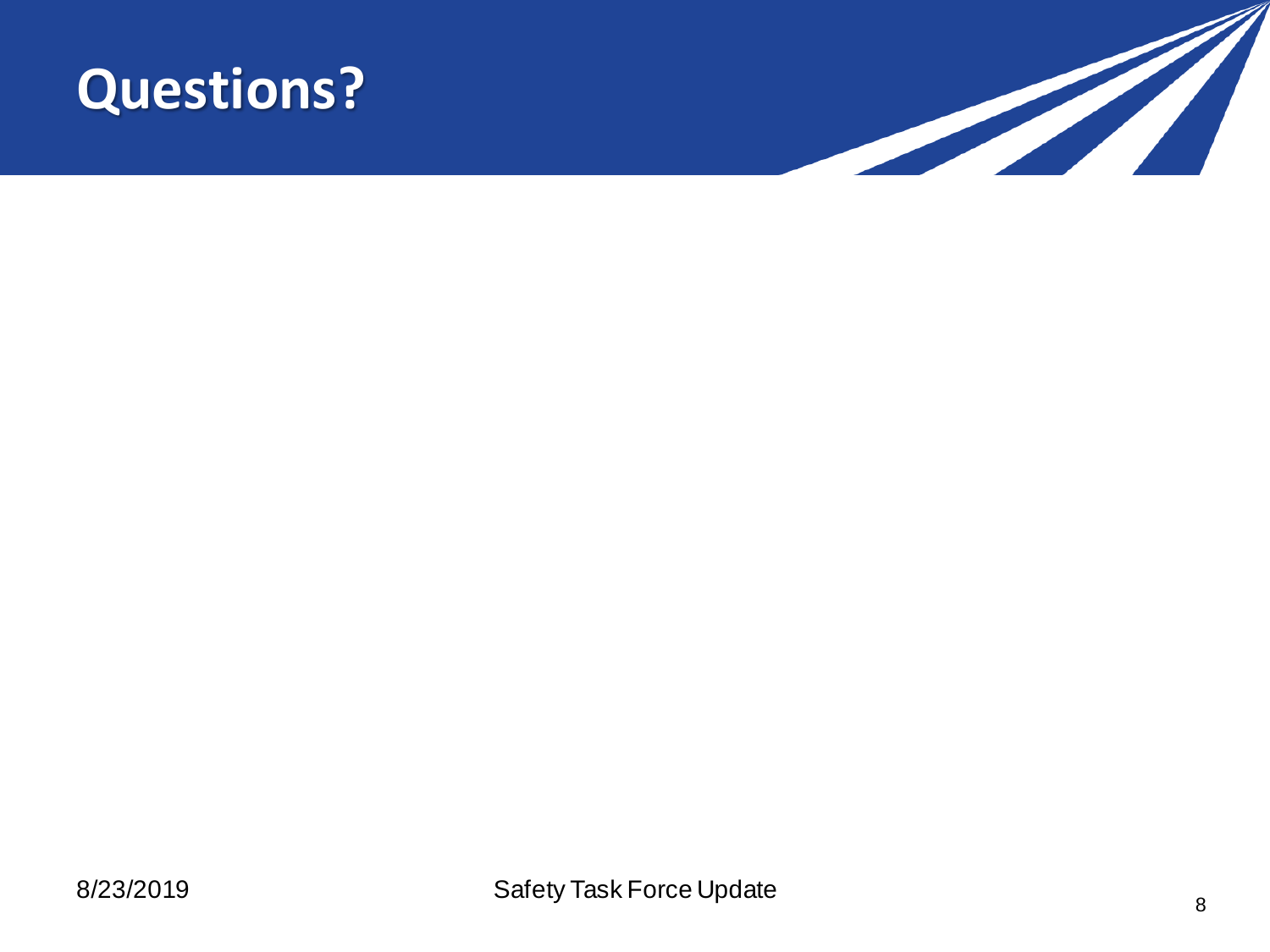# Questions?